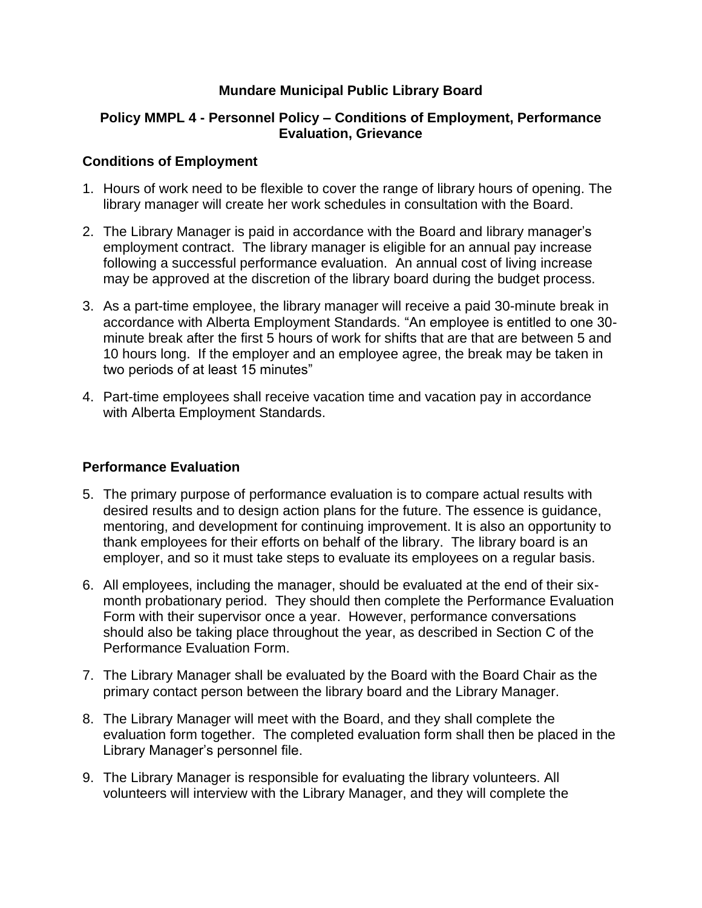# Mundare Municipal Public Library Board

## Policy MMPL 4 - Personnel Policy – Conditions of Employment, Performance Evaluation, Grievance

### Conditions of Employment

1. Hours of work need to be flexible to cover the range of library hours of opening. The library manager will create her work schedules in consultation with the Board.

2. The Library Manager is paid in accordance with the Board and library manager's employment contract. The library manager is eligible for an annual pay increase following a successful performance evaluation. An annual cost of living increase may be approved at the discretion of the library board during the budget process.

3. As a part-time employee, the library manager will receive a paid 30-minute break in accordance with Alberta Employment Standards. "An employee is entitled to one 30-minute break after the first 5 hours of work for shifts that are that are between 5 and 10 hours long. If the employer and an employee agree, the break may be taken in two periods of at least 15 minutes"

4. Part-time employees shall receive vacation time and vacation pay in accordance with Alberta Employment Standards.

### Performance Evaluation

5. The primary purpose of performance evaluation is to compare actual results with desired results and to design action plans for the future. The essence is guidance, mentoring, and development for continuing improvement. It is also an opportunity to thank employees for their efforts on behalf of the library. The library board is an employer, and so it must take steps to evaluate its employees on a regular basis.

6. All employees, including the manager, should be evaluated at the end of their six-month probationary period. They should then complete the Performance Evaluation Form with their supervisor once a year. However, performance conversations should also be taking place throughout the year, as described in Section C of the Performance Evaluation Form.

7. The Library Manager shall be evaluated by the Board with the Board Chair as the primary contact person between the library board and the Library Manager.

8. The Library Manager will meet with the Board, and they shall complete the evaluation form together. The completed evaluation form shall then be placed in the Library Manager's personnel file.

9. The Library Manager is responsible for evaluating the library volunteers. All volunteers will interview with the Library Manager, and they will complete the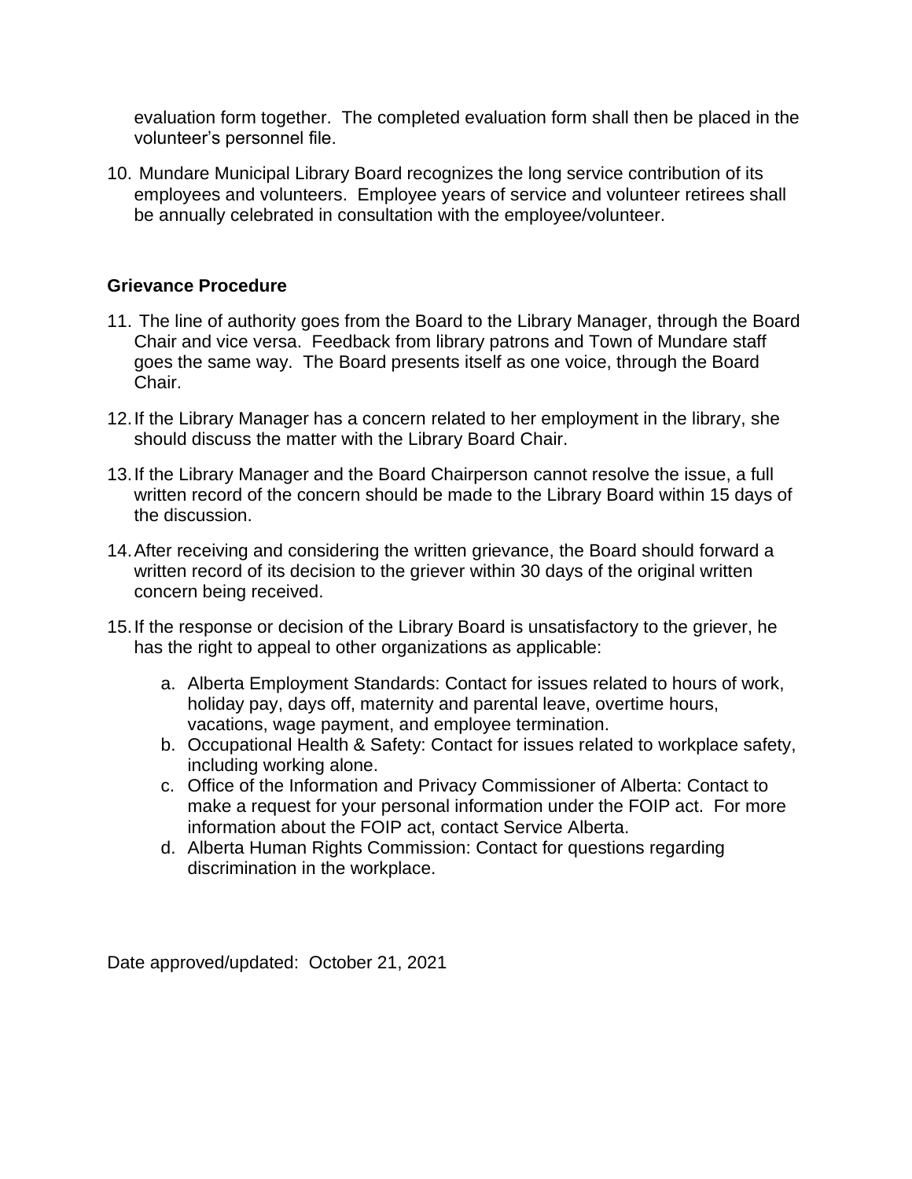evaluation form together. The completed evaluation form shall then be placed in the volunteer's personnel file.

10. Mundare Municipal Library Board recognizes the long service contribution of its employees and volunteers. Employee years of service and volunteer retirees shall be annually celebrated in consultation with the employee/volunteer.

**Grievance Procedure**

11. The line of authority goes from the Board to the Library Manager, through the Board Chair and vice versa. Feedback from library patrons and Town of Mundare staff goes the same way. The Board presents itself as one voice, through the Board Chair.

12. If the Library Manager has a concern related to her employment in the library, she should discuss the matter with the Library Board Chair.

13. If the Library Manager and the Board Chairperson cannot resolve the issue, a full written record of the concern should be made to the Library Board within 15 days of the discussion.

14. After receiving and considering the written grievance, the Board should forward a written record of its decision to the griever within 30 days of the original written concern being received.

15. If the response or decision of the Library Board is unsatisfactory to the griever, he has the right to appeal to other organizations as applicable:

    a. Alberta Employment Standards: Contact for issues related to hours of work, holiday pay, days off, maternity and parental leave, overtime hours, vacations, wage payment, and employee termination.
    b. Occupational Health & Safety: Contact for issues related to workplace safety, including working alone.
    c. Office of the Information and Privacy Commissioner of Alberta: Contact to make a request for your personal information under the FOIP act. For more information about the FOIP act, contact Service Alberta.
    d. Alberta Human Rights Commission: Contact for questions regarding discrimination in the workplace.

Date approved/updated: October 21, 2021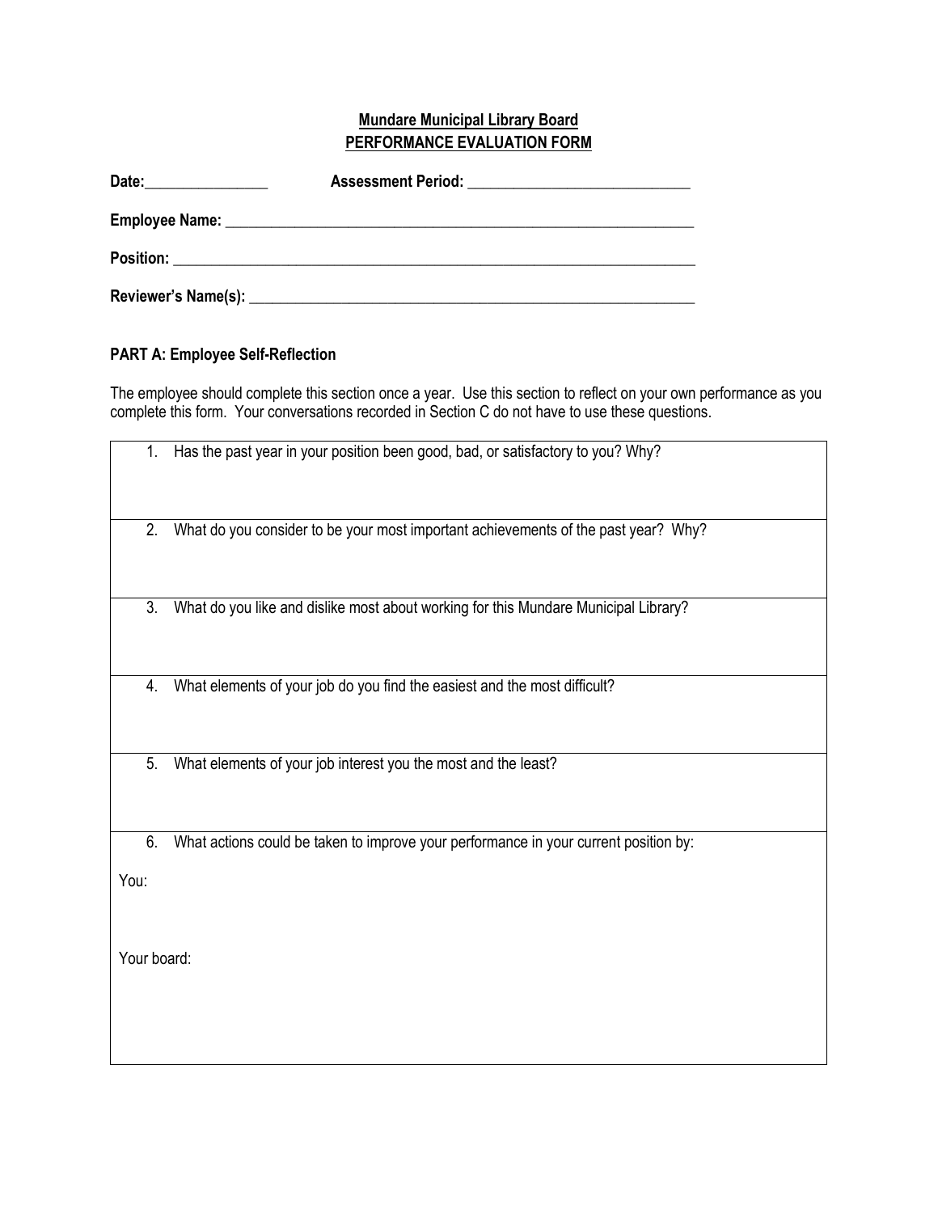**Mundare Municipal Library Board**
**PERFORMANCE EVALUATION FORM**

**Date:**\_\_\_\_\_\_\_\_\_\_\_\_\_\_\_\_ **Assessment Period:** \_\_\_\_\_\_\_\_\_\_\_\_\_\_\_\_\_\_\_\_\_\_\_\_\_\_\_\_\_\_

**Employee Name:** \_\_\_\_\_\_\_\_\_\_\_\_\_\_\_\_\_\_\_\_\_\_\_\_\_\_\_\_\_\_\_\_\_\_\_\_\_\_\_\_\_\_\_\_\_\_\_\_\_\_\_\_\_\_\_\_\_\_\_\_

**Position:** \_\_\_\_\_\_\_\_\_\_\_\_\_\_\_\_\_\_\_\_\_\_\_\_\_\_\_\_\_\_\_\_\_\_\_\_\_\_\_\_\_\_\_\_\_\_\_\_\_\_\_\_\_\_\_\_\_\_\_\_\_\_\_\_\_

**Reviewer's Name(s):** \_\_\_\_\_\_\_\_\_\_\_\_\_\_\_\_\_\_\_\_\_\_\_\_\_\_\_\_\_\_\_\_\_\_\_\_\_\_\_\_\_\_\_\_\_\_\_\_\_\_\_\_\_\_\_\_\_

**PART A: Employee Self-Reflection**

The employee should complete this section once a year. Use this section to reflect on your own performance as you complete this form. Your conversations recorded in Section C do not have to use these questions.

| |
|---|
| 1. Has the past year in your position been good, bad, or satisfactory to you? Why? |
| 2. What do you consider to be your most important achievements of the past year? Why? |
| 3. What do you like and dislike most about working for this Mundare Municipal Library? |
| 4. What elements of your job do you find the easiest and the most difficult? |
| 5. What elements of your job interest you the most and the least? |
| 6. What actions could be taken to improve your performance in your current position by:<br><br>You:<br><br>Your board: |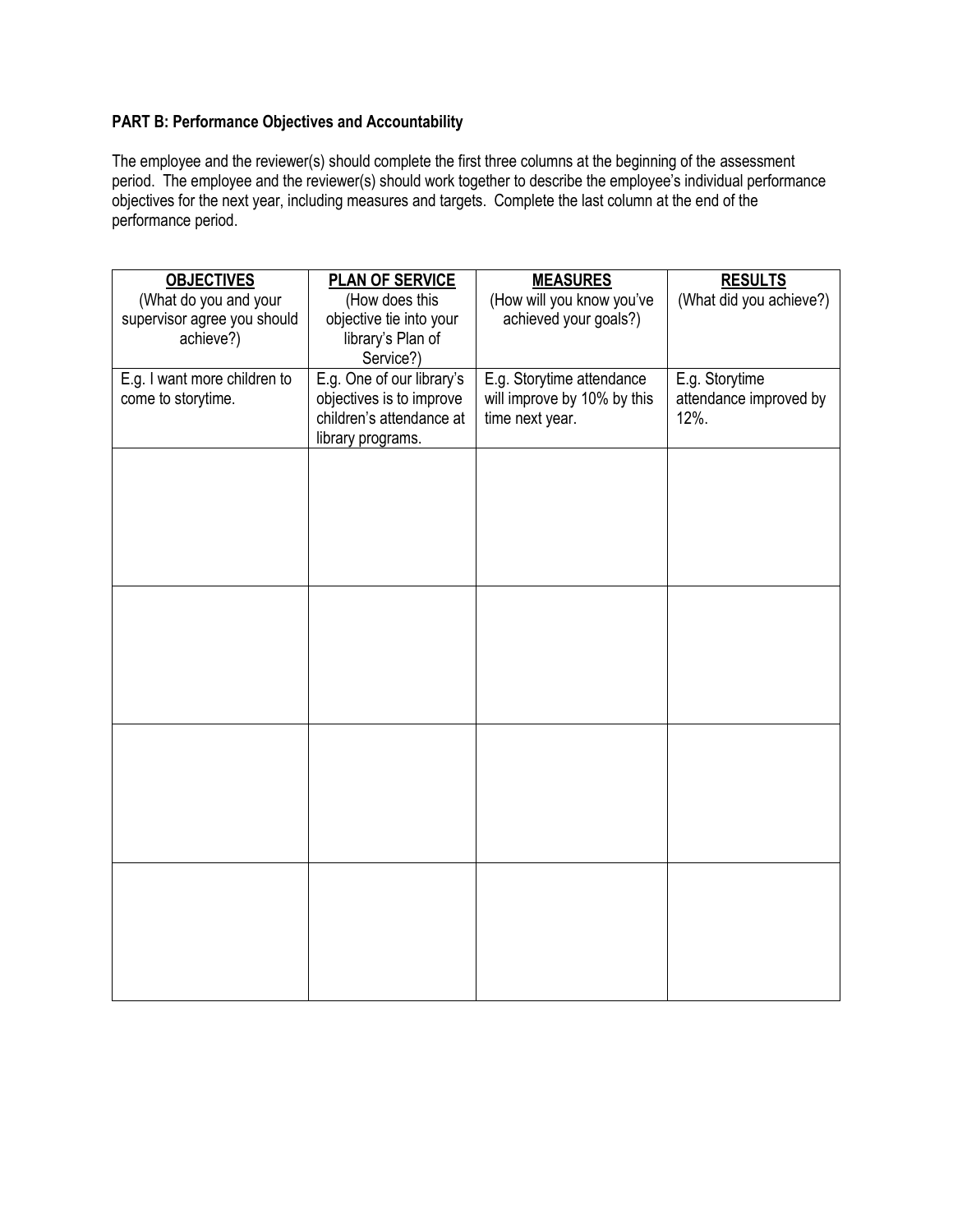**PART B: Performance Objectives and Accountability**

The employee and the reviewer(s) should complete the first three columns at the beginning of the assessment period. The employee and the reviewer(s) should work together to describe the employee's individual performance objectives for the next year, including measures and targets. Complete the last column at the end of the performance period.

| **OBJECTIVES** (What do you and your supervisor agree you should achieve?) | **PLAN OF SERVICE** (How does this objective tie into your library's Plan of Service?) | **MEASURES** (How will you know you've achieved your goals?) | **RESULTS** (What did you achieve?) |
|---|---|---|---|
| E.g. I want more children to come to storytime. | E.g. One of our library's objectives is to improve children's attendance at library programs. | E.g. Storytime attendance will improve by 10% by this time next year. | E.g. Storytime attendance improved by 12%. |
| | | | |
| | | | |
| | | | |
| | | | |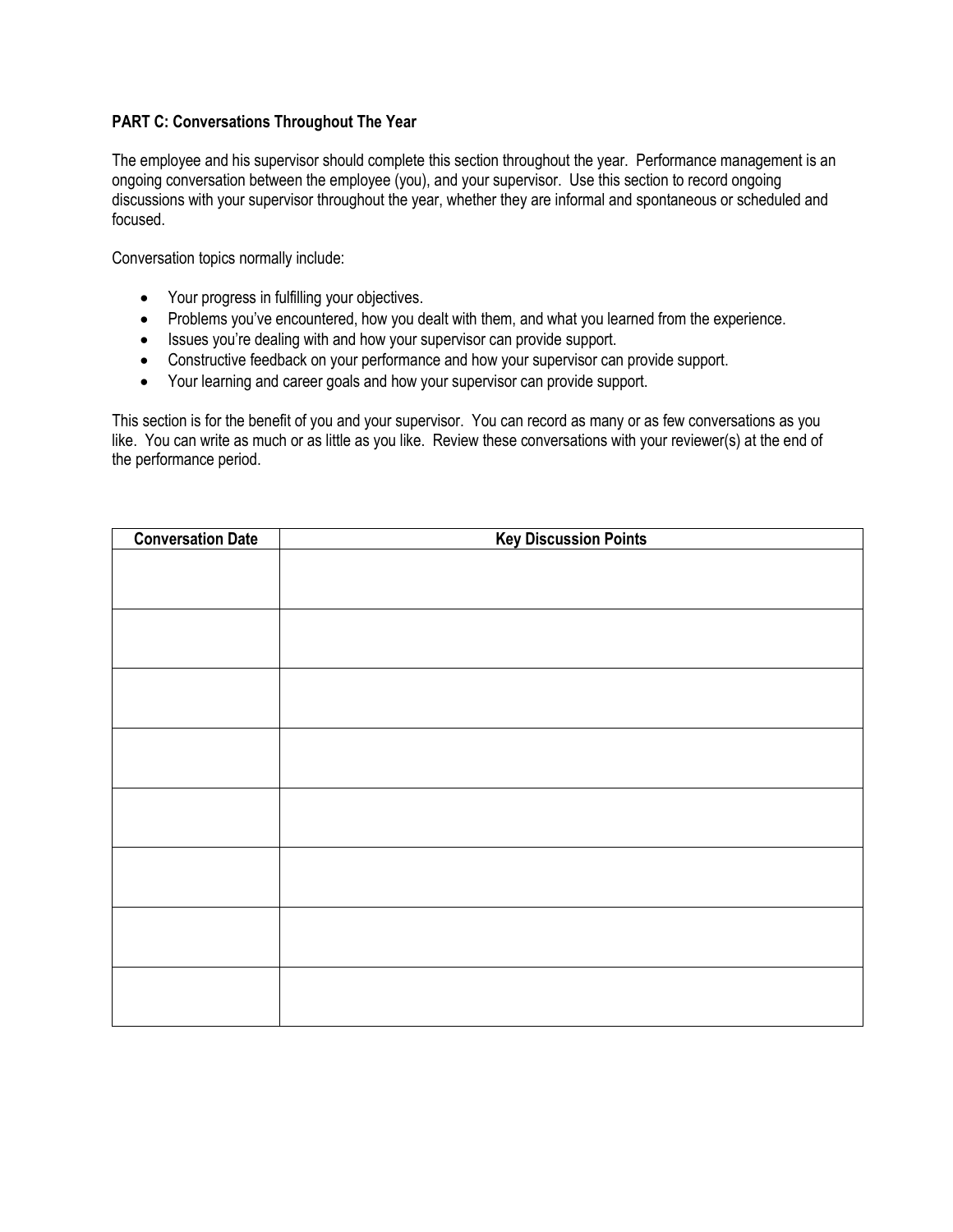**PART C: Conversations Throughout The Year**

The employee and his supervisor should complete this section throughout the year. Performance management is an ongoing conversation between the employee (you), and your supervisor. Use this section to record ongoing discussions with your supervisor throughout the year, whether they are informal and spontaneous or scheduled and focused.

Conversation topics normally include:

- Your progress in fulfilling your objectives.
- Problems you've encountered, how you dealt with them, and what you learned from the experience.
- Issues you're dealing with and how your supervisor can provide support.
- Constructive feedback on your performance and how your supervisor can provide support.
- Your learning and career goals and how your supervisor can provide support.

This section is for the benefit of you and your supervisor. You can record as many or as few conversations as you like. You can write as much or as little as you like. Review these conversations with your reviewer(s) at the end of the performance period.

| Conversation Date | Key Discussion Points |
|---|---|
| | |
| | |
| | |
| | |
| | |
| | |
| | |
| | |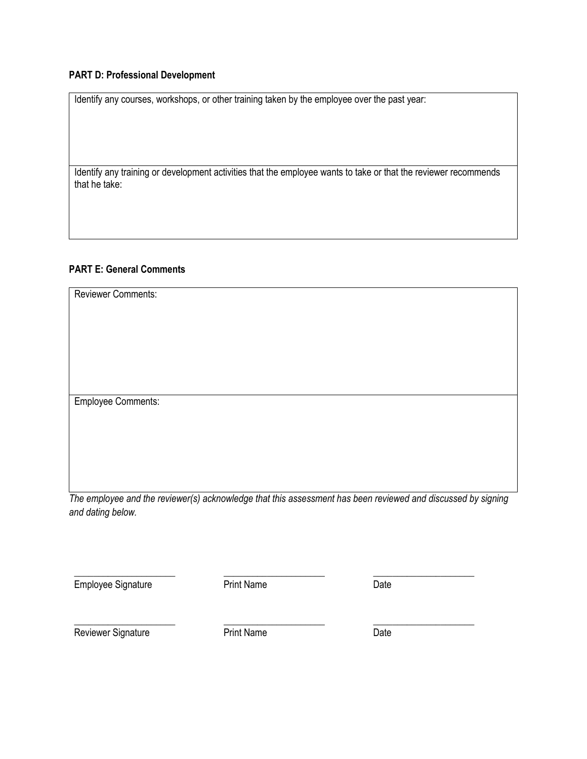**PART D: Professional Development**

| |
|---|
| Identify any courses, workshops, or other training taken by the employee over the past year: |
| Identify any training or development activities that the employee wants to take or that the reviewer recommends that he take: |

**PART E: General Comments**

| |
|---|
| Reviewer Comments: |
| Employee Comments: |

*The employee and the reviewer(s) acknowledge that this assessment has been reviewed and discussed by signing and dating below.*

| | | |
|---|---|---|
| _____________________ | _____________________ | _____________________ |
| Employee Signature | Print Name | Date |
| _____________________ | _____________________ | _____________________ |
| Reviewer Signature | Print Name | Date |